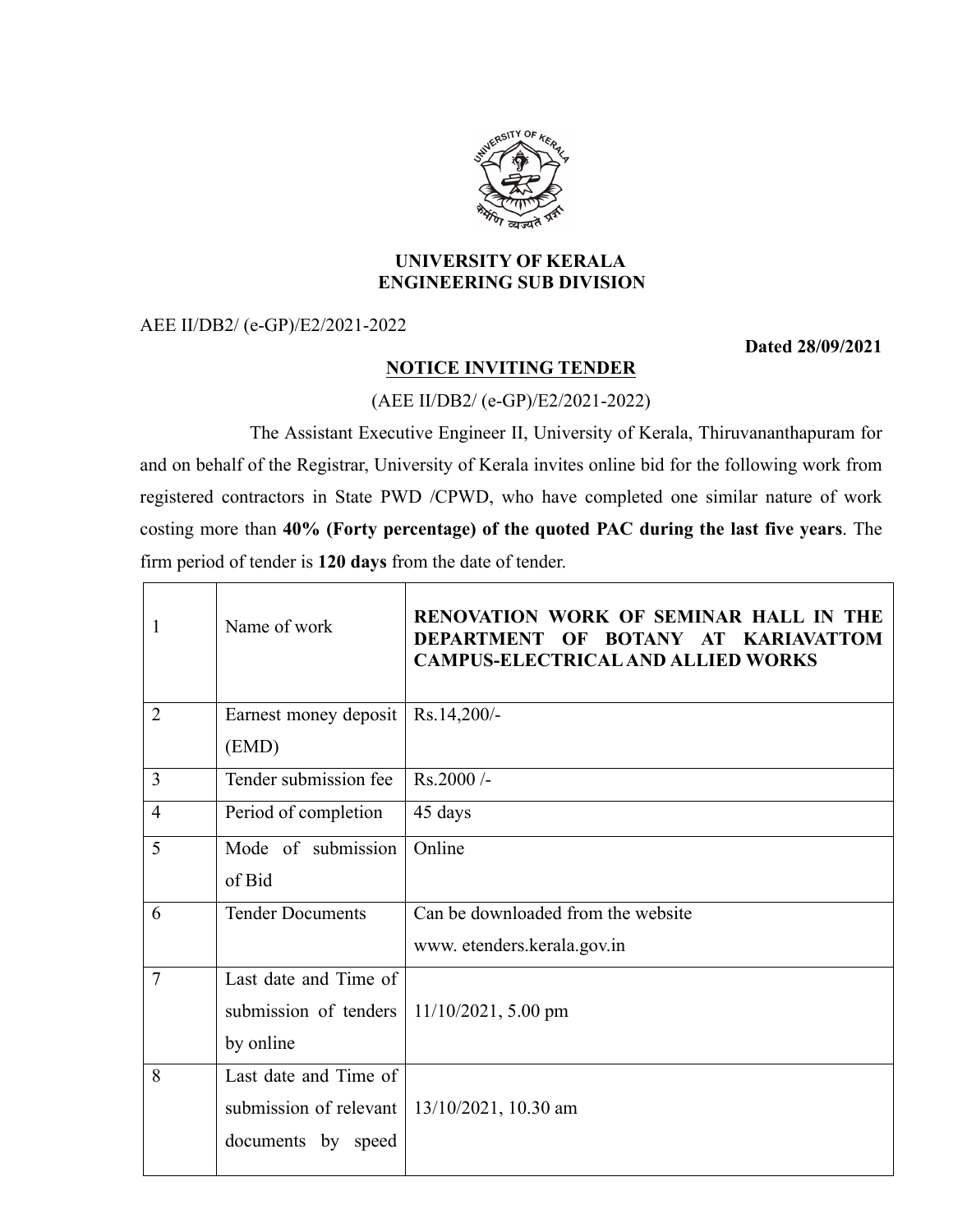# UNIVERSITY OF KERALA
## ENGINEERING SUB DIVISION

AEE II/DB2/ (e-GP)/E2/2021-2022

**Dated 28/09/2021**

### NOTICE INVITING TENDER

(AEE II/DB2/ (e-GP)/E2/2021-2022)

The Assistant Executive Engineer II, University of Kerala, Thiruvananthapuram for and on behalf of the Registrar, University of Kerala invites online bid for the following work from registered contractors in State PWD /CPWD, who have completed one similar nature of work costing more than **40% (Forty percentage) of the quoted PAC during the last five years**. The firm period of tender is **120 days** from the date of tender.

| | | |
|---|---|---|
| 1 | Name of work | **RENOVATION WORK OF SEMINAR HALL IN THE DEPARTMENT OF BOTANY AT KARIAVATTOM CAMPUS-ELECTRICAL AND ALLIED WORKS** |
| 2 | Earnest money deposit (EMD) | Rs.14,200/- |
| 3 | Tender submission fee | Rs.2000 /- |
| 4 | Period of completion | 45 days |
| 5 | Mode of submission of Bid | Online |
| 6 | Tender Documents | Can be downloaded from the website www. etenders.kerala.gov.in |
| 7 | Last date and Time of submission of tenders by online | 11/10/2021, 5.00 pm |
| 8 | Last date and Time of submission of relevant documents by speed | 13/10/2021, 10.30 am |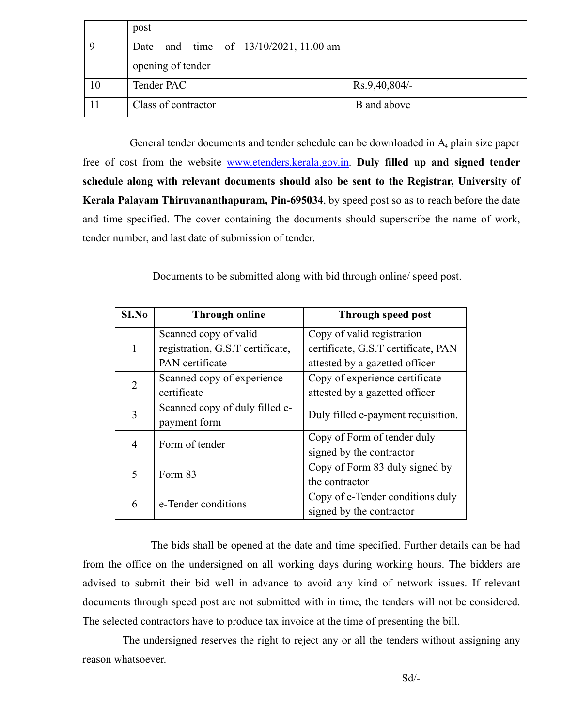| | post | |
|---|---|---|
| 9 | Date and time of opening of tender | 13/10/2021, 11.00 am |
| 10 | Tender PAC | Rs.9,40,804/- |
| 11 | Class of contractor | B and above |

General tender documents and tender schedule can be downloaded in $A_4$ plain size paper free of cost from the website www.etenders.kerala.gov.in. **Duly filled up and signed tender schedule along with relevant documents should also be sent to the Registrar, University of Kerala Palayam Thiruvananthapuram, Pin-695034**, by speed post so as to reach before the date and time specified. The cover containing the documents should superscribe the name of work, tender number, and last date of submission of tender.

Documents to be submitted along with bid through online/ speed post.

| SI.No | Through online | Through speed post |
|---|---|---|
| 1 | Scanned copy of valid registration, G.S.T certificate, PAN certificate | Copy of valid registration certificate, G.S.T certificate, PAN attested by a gazetted officer |
| 2 | Scanned copy of experience certificate | Copy of experience certificate attested by a gazetted officer |
| 3 | Scanned copy of duly filled e-payment form | Duly filled e-payment requisition. |
| 4 | Form of tender | Copy of Form of tender duly signed by the contractor |
| 5 | Form 83 | Copy of Form 83 duly signed by the contractor |
| 6 | e-Tender conditions | Copy of e-Tender conditions duly signed by the contractor |

The bids shall be opened at the date and time specified. Further details can be had from the office on the undersigned on all working days during working hours. The bidders are advised to submit their bid well in advance to avoid any kind of network issues. If relevant documents through speed post are not submitted with in time, the tenders will not be considered. The selected contractors have to produce tax invoice at the time of presenting the bill.

The undersigned reserves the right to reject any or all the tenders without assigning any reason whatsoever.

Sd/-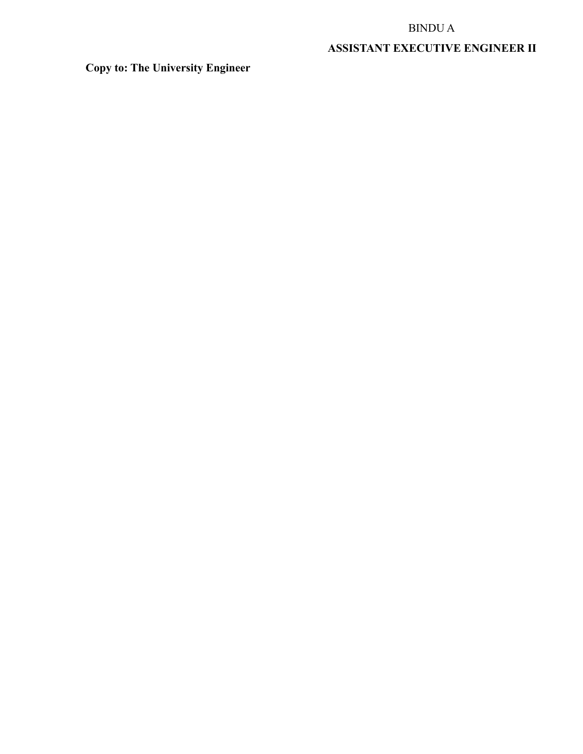BINDU A

**ASSISTANT EXECUTIVE ENGINEER II**

**Copy to: The University Engineer**